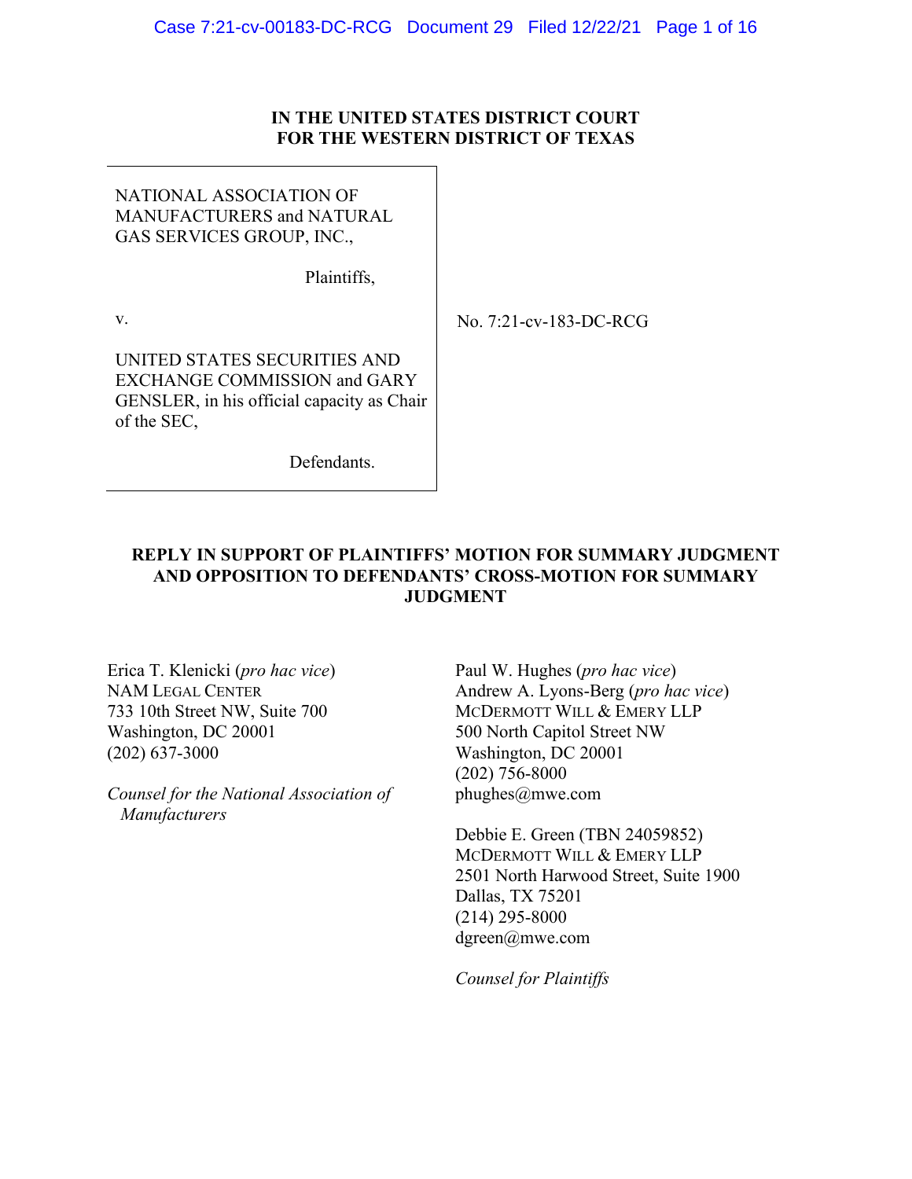**IN THE UNITED STATES DISTRICT COURT**
**FOR THE WESTERN DISTRICT OF TEXAS**

| | |
|---|---|
| NATIONAL ASSOCIATION OF MANUFACTURERS and NATURAL GAS SERVICES GROUP, INC.,<br><br>Plaintiffs,<br><br>v.<br><br>UNITED STATES SECURITIES AND EXCHANGE COMMISSION and GARY GENSLER, in his official capacity as Chair of the SEC,<br><br>Defendants. | No. 7:21-cv-183-DC-RCG |

**REPLY IN SUPPORT OF PLAINTIFFS' MOTION FOR SUMMARY JUDGMENT AND OPPOSITION TO DEFENDANTS' CROSS-MOTION FOR SUMMARY JUDGMENT**

Erica T. Klenicki (*pro hac vice*)
NAM LEGAL CENTER
733 10th Street NW, Suite 700
Washington, DC 20001
(202) 637-3000

*Counsel for the National Association of Manufacturers*

Paul W. Hughes (*pro hac vice*)
Andrew A. Lyons-Berg (*pro hac vice*)
MCDERMOTT WILL & EMERY LLP
500 North Capitol Street NW
Washington, DC 20001
(202) 756-8000
phughes@mwe.com

Debbie E. Green (TBN 24059852)
MCDERMOTT WILL & EMERY LLP
2501 North Harwood Street, Suite 1900
Dallas, TX 75201
(214) 295-8000
dgreen@mwe.com

*Counsel for Plaintiffs*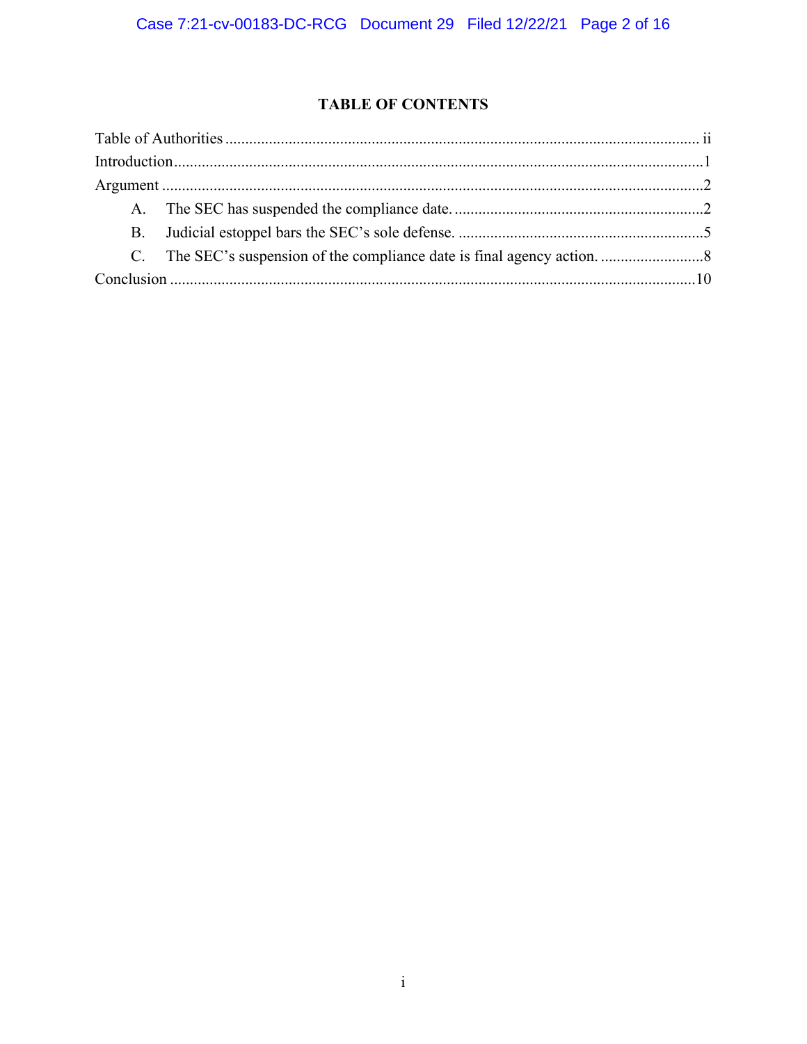# TABLE OF CONTENTS

Table of Authorities ........................................................................................................................ ii

Introduction......................................................................................................................................1

Argument .........................................................................................................................................2

- A. The SEC has suspended the compliance date. ..............................................................2
- B. Judicial estoppel bars the SEC's sole defense. ..............................................................5
- C. The SEC's suspension of the compliance date is final agency action. ..........................8

Conclusion ....................................................................................................................................10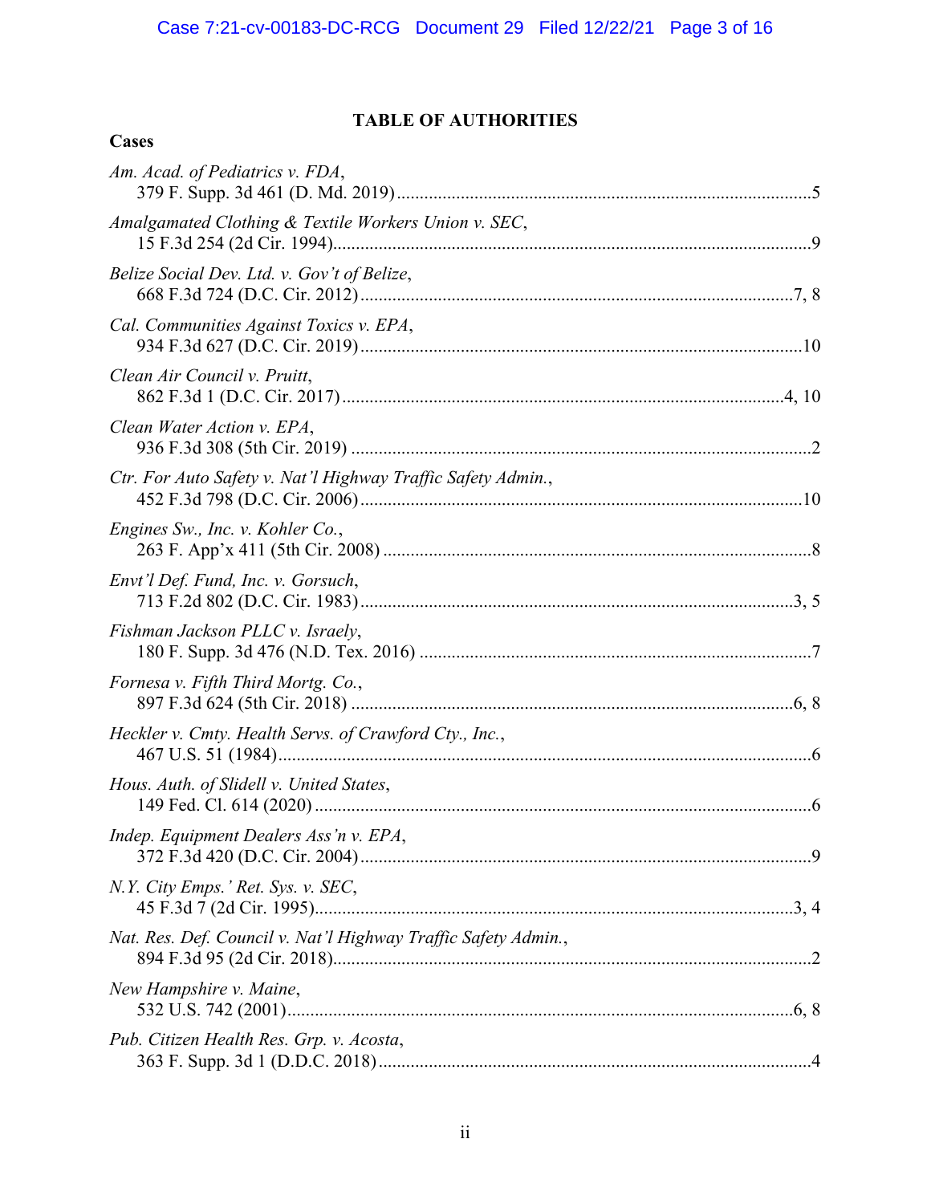## TABLE OF AUTHORITIES

**Cases**

*Am. Acad. of Pediatrics v. FDA*,
379 F. Supp. 3d 461 (D. Md. 2019) .......... 5

*Amalgamated Clothing & Textile Workers Union v. SEC*,
15 F.3d 254 (2d Cir. 1994) .......... 9

*Belize Social Dev. Ltd. v. Gov't of Belize*,
668 F.3d 724 (D.C. Cir. 2012) .......... 7, 8

*Cal. Communities Against Toxics v. EPA*,
934 F.3d 627 (D.C. Cir. 2019) .......... 10

*Clean Air Council v. Pruitt*,
862 F.3d 1 (D.C. Cir. 2017) .......... 4, 10

*Clean Water Action v. EPA*,
936 F.3d 308 (5th Cir. 2019) .......... 2

*Ctr. For Auto Safety v. Nat'l Highway Traffic Safety Admin.*,
452 F.3d 798 (D.C. Cir. 2006) .......... 10

*Engines Sw., Inc. v. Kohler Co.*,
263 F. App'x 411 (5th Cir. 2008) .......... 8

*Envt'l Def. Fund, Inc. v. Gorsuch*,
713 F.2d 802 (D.C. Cir. 1983) .......... 3, 5

*Fishman Jackson PLLC v. Israely*,
180 F. Supp. 3d 476 (N.D. Tex. 2016) .......... 7

*Fornesa v. Fifth Third Mortg. Co.*,
897 F.3d 624 (5th Cir. 2018) .......... 6, 8

*Heckler v. Cmty. Health Servs. of Crawford Cty., Inc.*,
467 U.S. 51 (1984) .......... 6

*Hous. Auth. of Slidell v. United States*,
149 Fed. Cl. 614 (2020) .......... 6

*Indep. Equipment Dealers Ass'n v. EPA*,
372 F.3d 420 (D.C. Cir. 2004) .......... 9

*N.Y. City Emps.' Ret. Sys. v. SEC*,
45 F.3d 7 (2d Cir. 1995) .......... 3, 4

*Nat. Res. Def. Council v. Nat'l Highway Traffic Safety Admin.*,
894 F.3d 95 (2d Cir. 2018) .......... 2

*New Hampshire v. Maine*,
532 U.S. 742 (2001) .......... 6, 8

*Pub. Citizen Health Res. Grp. v. Acosta*,
363 F. Supp. 3d 1 (D.D.C. 2018) .......... 4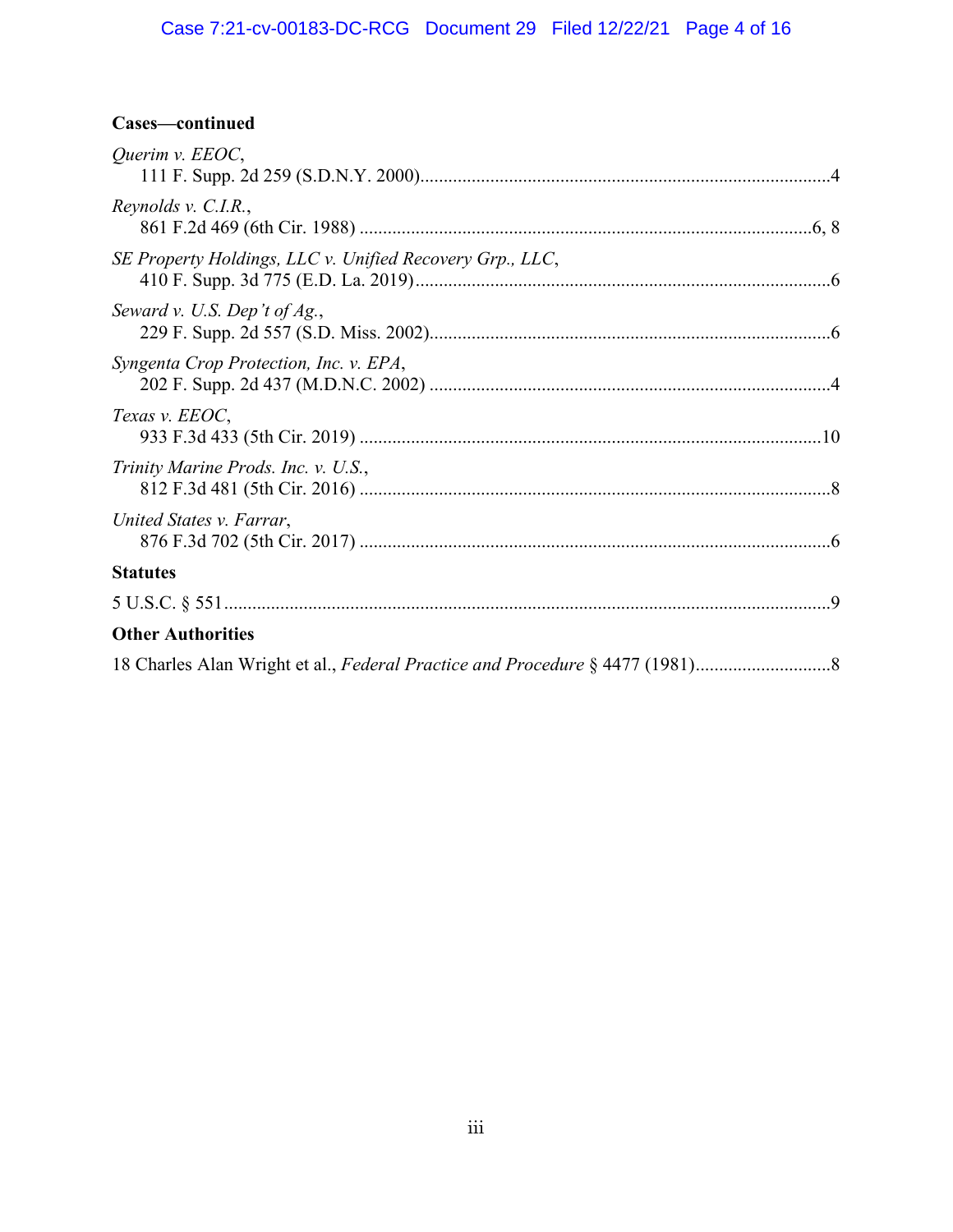**Cases—continued**

*Querim v. EEOC*,
111 F. Supp. 2d 259 (S.D.N.Y. 2000)....................................................................................4

*Reynolds v. C.I.R.*,
861 F.2d 469 (6th Cir. 1988) ..............................................................................................6, 8

*SE Property Holdings, LLC v. Unified Recovery Grp., LLC*,
410 F. Supp. 3d 775 (E.D. La. 2019).......................................................................................6

*Seward v. U.S. Dep't of Ag.*,
229 F. Supp. 2d 557 (S.D. Miss. 2002)....................................................................................6

*Syngenta Crop Protection, Inc. v. EPA*,
202 F. Supp. 2d 437 (M.D.N.C. 2002) ....................................................................................4

*Texas v. EEOC*,
933 F.3d 433 (5th Cir. 2019) .................................................................................................10

*Trinity Marine Prods. Inc. v. U.S.*,
812 F.3d 481 (5th Cir. 2016) ...................................................................................................8

*United States v. Farrar*,
876 F.3d 702 (5th Cir. 2017) ...................................................................................................6

**Statutes**

5 U.S.C. § 551..............................................................................................................................9

**Other Authorities**

18 Charles Alan Wright et al., *Federal Practice and Procedure* § 4477 (1981)............................8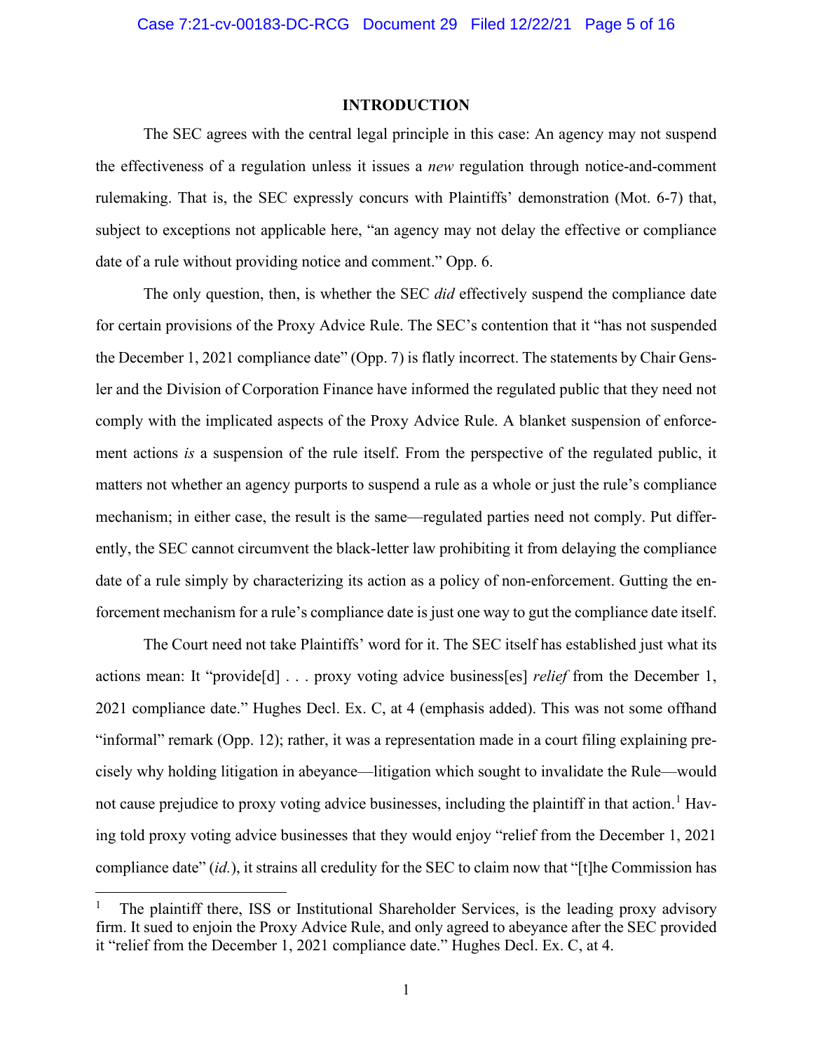## INTRODUCTION

The SEC agrees with the central legal principle in this case: An agency may not suspend the effectiveness of a regulation unless it issues a *new* regulation through notice-and-comment rulemaking. That is, the SEC expressly concurs with Plaintiffs' demonstration (Mot. 6-7) that, subject to exceptions not applicable here, "an agency may not delay the effective or compliance date of a rule without providing notice and comment." Opp. 6.

The only question, then, is whether the SEC *did* effectively suspend the compliance date for certain provisions of the Proxy Advice Rule. The SEC's contention that it "has not suspended the December 1, 2021 compliance date" (Opp. 7) is flatly incorrect. The statements by Chair Gensler and the Division of Corporation Finance have informed the regulated public that they need not comply with the implicated aspects of the Proxy Advice Rule. A blanket suspension of enforcement actions *is* a suspension of the rule itself. From the perspective of the regulated public, it matters not whether an agency purports to suspend a rule as a whole or just the rule's compliance mechanism; in either case, the result is the same—regulated parties need not comply. Put differently, the SEC cannot circumvent the black-letter law prohibiting it from delaying the compliance date of a rule simply by characterizing its action as a policy of non-enforcement. Gutting the enforcement mechanism for a rule's compliance date is just one way to gut the compliance date itself.

The Court need not take Plaintiffs' word for it. The SEC itself has established just what its actions mean: It "provide[d] . . . proxy voting advice business[es] *relief* from the December 1, 2021 compliance date." Hughes Decl. Ex. C, at 4 (emphasis added). This was not some offhand "informal" remark (Opp. 12); rather, it was a representation made in a court filing explaining precisely why holding litigation in abeyance—litigation which sought to invalidate the Rule—would not cause prejudice to proxy voting advice businesses, including the plaintiff in that action.[1] Having told proxy voting advice businesses that they would enjoy "relief from the December 1, 2021 compliance date" (*id.*), it strains all credulity for the SEC to claim now that "[t]he Commission has

---

[1] The plaintiff there, ISS or Institutional Shareholder Services, is the leading proxy advisory firm. It sued to enjoin the Proxy Advice Rule, and only agreed to abeyance after the SEC provided it "relief from the December 1, 2021 compliance date." Hughes Decl. Ex. C, at 4.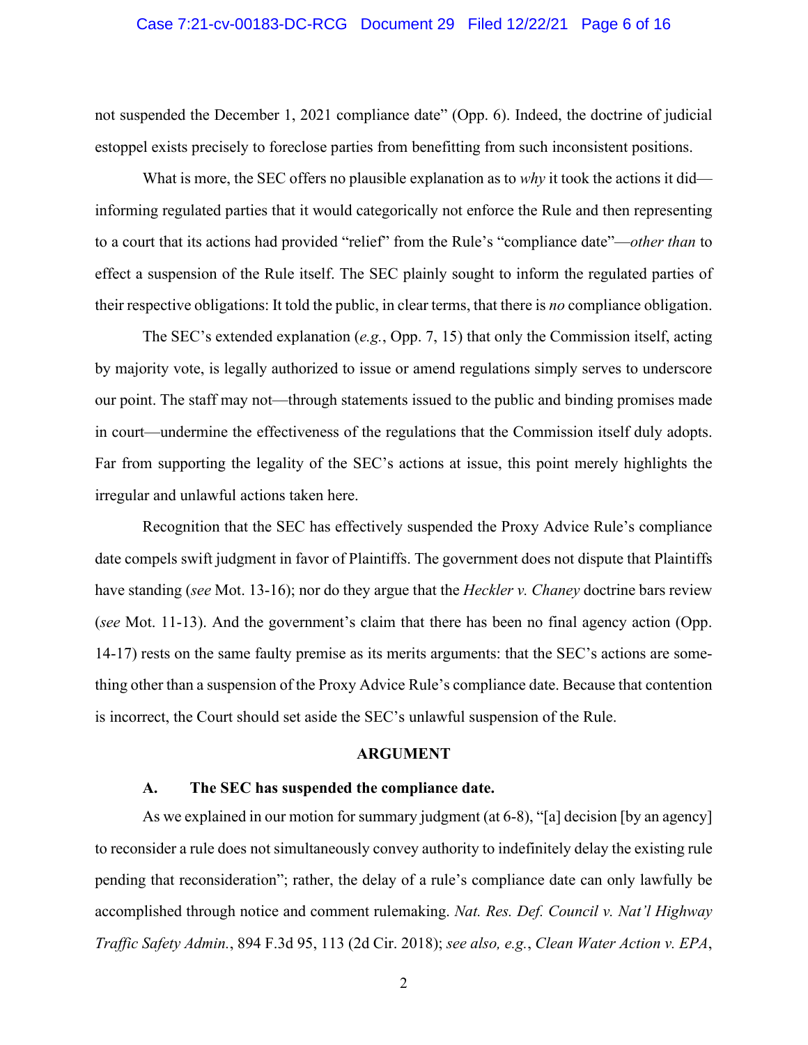not suspended the December 1, 2021 compliance date" (Opp. 6). Indeed, the doctrine of judicial estoppel exists precisely to foreclose parties from benefitting from such inconsistent positions.

What is more, the SEC offers no plausible explanation as to *why* it took the actions it did—informing regulated parties that it would categorically not enforce the Rule and then representing to a court that its actions had provided "relief" from the Rule's "compliance date"—*other than* to effect a suspension of the Rule itself. The SEC plainly sought to inform the regulated parties of their respective obligations: It told the public, in clear terms, that there is *no* compliance obligation.

The SEC's extended explanation (*e.g.*, Opp. 7, 15) that only the Commission itself, acting by majority vote, is legally authorized to issue or amend regulations simply serves to underscore our point. The staff may not—through statements issued to the public and binding promises made in court—undermine the effectiveness of the regulations that the Commission itself duly adopts. Far from supporting the legality of the SEC's actions at issue, this point merely highlights the irregular and unlawful actions taken here.

Recognition that the SEC has effectively suspended the Proxy Advice Rule's compliance date compels swift judgment in favor of Plaintiffs. The government does not dispute that Plaintiffs have standing (*see* Mot. 13-16); nor do they argue that the *Heckler v. Chaney* doctrine bars review (*see* Mot. 11-13). And the government's claim that there has been no final agency action (Opp. 14-17) rests on the same faulty premise as its merits arguments: that the SEC's actions are something other than a suspension of the Proxy Advice Rule's compliance date. Because that contention is incorrect, the Court should set aside the SEC's unlawful suspension of the Rule.

## ARGUMENT

### A. The SEC has suspended the compliance date.

As we explained in our motion for summary judgment (at 6-8), "[a] decision [by an agency] to reconsider a rule does not simultaneously convey authority to indefinitely delay the existing rule pending that reconsideration"; rather, the delay of a rule's compliance date can only lawfully be accomplished through notice and comment rulemaking. *Nat. Res. Def. Council v. Nat'l Highway Traffic Safety Admin.*, 894 F.3d 95, 113 (2d Cir. 2018); *see also, e.g.*, *Clean Water Action v. EPA*,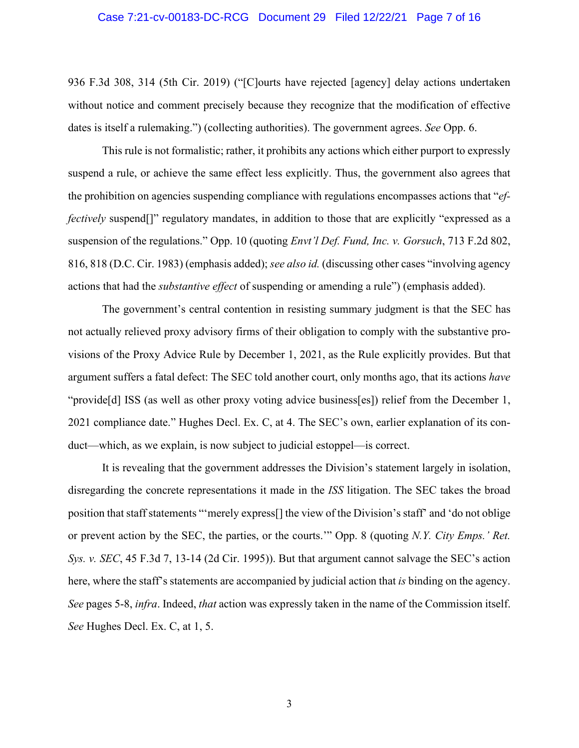936 F.3d 308, 314 (5th Cir. 2019) ("[C]ourts have rejected [agency] delay actions undertaken without notice and comment precisely because they recognize that the modification of effective dates is itself a rulemaking.") (collecting authorities). The government agrees. *See* Opp. 6.

This rule is not formalistic; rather, it prohibits any actions which either purport to expressly suspend a rule, or achieve the same effect less explicitly. Thus, the government also agrees that the prohibition on agencies suspending compliance with regulations encompasses actions that "*effectively* suspend[]" regulatory mandates, in addition to those that are explicitly "expressed as a suspension of the regulations." Opp. 10 (quoting *Envt'l Def. Fund, Inc. v. Gorsuch*, 713 F.2d 802, 816, 818 (D.C. Cir. 1983) (emphasis added); *see also id.* (discussing other cases "involving agency actions that had the *substantive effect* of suspending or amending a rule") (emphasis added).

The government's central contention in resisting summary judgment is that the SEC has not actually relieved proxy advisory firms of their obligation to comply with the substantive provisions of the Proxy Advice Rule by December 1, 2021, as the Rule explicitly provides. But that argument suffers a fatal defect: The SEC told another court, only months ago, that its actions *have* "provide[d] ISS (as well as other proxy voting advice business[es]) relief from the December 1, 2021 compliance date." Hughes Decl. Ex. C, at 4. The SEC's own, earlier explanation of its conduct—which, as we explain, is now subject to judicial estoppel—is correct.

It is revealing that the government addresses the Division's statement largely in isolation, disregarding the concrete representations it made in the *ISS* litigation. The SEC takes the broad position that staff statements "'merely express[] the view of the Division's staff' and 'do not oblige or prevent action by the SEC, the parties, or the courts.'" Opp. 8 (quoting *N.Y. City Emps.' Ret. Sys. v. SEC*, 45 F.3d 7, 13-14 (2d Cir. 1995)). But that argument cannot salvage the SEC's action here, where the staff's statements are accompanied by judicial action that *is* binding on the agency. *See* pages 5-8, *infra*. Indeed, *that* action was expressly taken in the name of the Commission itself. *See* Hughes Decl. Ex. C, at 1, 5.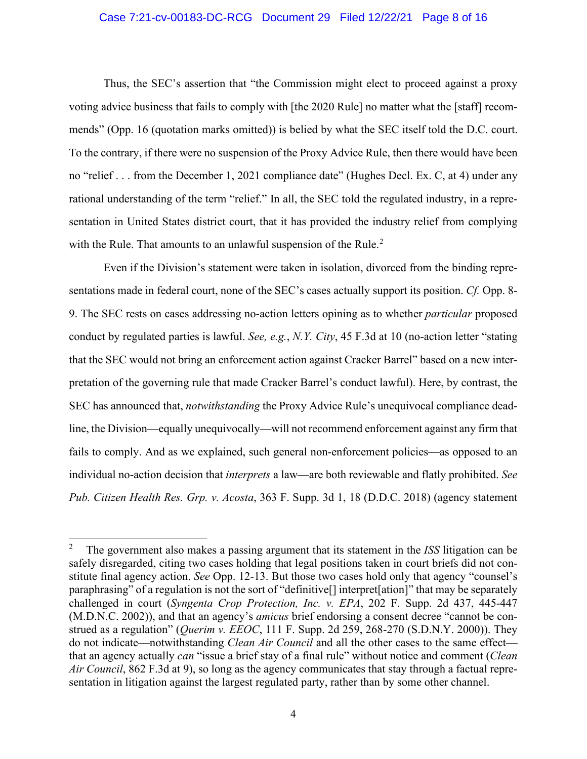Thus, the SEC's assertion that "the Commission might elect to proceed against a proxy voting advice business that fails to comply with [the 2020 Rule] no matter what the [staff] recommends" (Opp. 16 (quotation marks omitted)) is belied by what the SEC itself told the D.C. court. To the contrary, if there were no suspension of the Proxy Advice Rule, then there would have been no "relief . . . from the December 1, 2021 compliance date" (Hughes Decl. Ex. C, at 4) under any rational understanding of the term "relief." In all, the SEC told the regulated industry, in a representation in United States district court, that it has provided the industry relief from complying with the Rule. That amounts to an unlawful suspension of the Rule.[2]

Even if the Division's statement were taken in isolation, divorced from the binding representations made in federal court, none of the SEC's cases actually support its position. *Cf.* Opp. 8-9. The SEC rests on cases addressing no-action letters opining as to whether *particular* proposed conduct by regulated parties is lawful. *See, e.g.*, *N.Y. City*, 45 F.3d at 10 (no-action letter "stating that the SEC would not bring an enforcement action against Cracker Barrel" based on a new interpretation of the governing rule that made Cracker Barrel's conduct lawful). Here, by contrast, the SEC has announced that, *notwithstanding* the Proxy Advice Rule's unequivocal compliance deadline, the Division—equally unequivocally—will not recommend enforcement against any firm that fails to comply. And as we explained, such general non-enforcement policies—as opposed to an individual no-action decision that *interprets* a law—are both reviewable and flatly prohibited. *See Pub. Citizen Health Res. Grp. v. Acosta*, 363 F. Supp. 3d 1, 18 (D.D.C. 2018) (agency statement

---

[2] The government also makes a passing argument that its statement in the *ISS* litigation can be safely disregarded, citing two cases holding that legal positions taken in court briefs did not constitute final agency action. *See* Opp. 12-13. But those two cases hold only that agency "counsel's paraphrasing" of a regulation is not the sort of "definitive[] interpret[ation]" that may be separately challenged in court (*Syngenta Crop Protection, Inc. v. EPA*, 202 F. Supp. 2d 437, 445-447 (M.D.N.C. 2002)), and that an agency's *amicus* brief endorsing a consent decree "cannot be construed as a regulation" (*Querim v. EEOC*, 111 F. Supp. 2d 259, 268-270 (S.D.N.Y. 2000)). They do not indicate—notwithstanding *Clean Air Council* and all the other cases to the same effect—that an agency actually *can* "issue a brief stay of a final rule" without notice and comment (*Clean Air Council*, 862 F.3d at 9), so long as the agency communicates that stay through a factual representation in litigation against the largest regulated party, rather than by some other channel.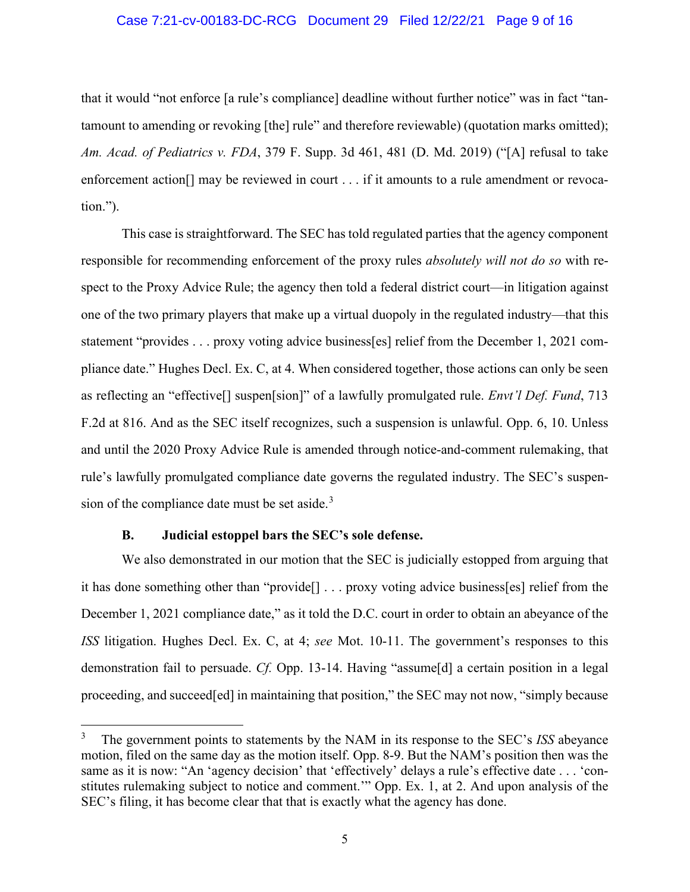that it would "not enforce [a rule's compliance] deadline without further notice" was in fact "tantamount to amending or revoking [the] rule" and therefore reviewable) (quotation marks omitted); *Am. Acad. of Pediatrics v. FDA*, 379 F. Supp. 3d 461, 481 (D. Md. 2019) ("[A] refusal to take enforcement action[] may be reviewed in court . . . if it amounts to a rule amendment or revocation.").

This case is straightforward. The SEC has told regulated parties that the agency component responsible for recommending enforcement of the proxy rules *absolutely will not do so* with respect to the Proxy Advice Rule; the agency then told a federal district court—in litigation against one of the two primary players that make up a virtual duopoly in the regulated industry—that this statement "provides . . . proxy voting advice business[es] relief from the December 1, 2021 compliance date." Hughes Decl. Ex. C, at 4. When considered together, those actions can only be seen as reflecting an "effective[] suspen[sion]" of a lawfully promulgated rule. *Envt'l Def. Fund*, 713 F.2d at 816. And as the SEC itself recognizes, such a suspension is unlawful. Opp. 6, 10. Unless and until the 2020 Proxy Advice Rule is amended through notice-and-comment rulemaking, that rule's lawfully promulgated compliance date governs the regulated industry. The SEC's suspension of the compliance date must be set aside.[3]

### B. Judicial estoppel bars the SEC's sole defense.

We also demonstrated in our motion that the SEC is judicially estopped from arguing that it has done something other than "provide[] . . . proxy voting advice business[es] relief from the December 1, 2021 compliance date," as it told the D.C. court in order to obtain an abeyance of the *ISS* litigation. Hughes Decl. Ex. C, at 4; *see* Mot. 10-11. The government's responses to this demonstration fail to persuade. *Cf.* Opp. 13-14. Having "assume[d] a certain position in a legal proceeding, and succeed[ed] in maintaining that position," the SEC may not now, "simply because

---

[3] The government points to statements by the NAM in its response to the SEC's *ISS* abeyance motion, filed on the same day as the motion itself. Opp. 8-9. But the NAM's position then was the same as it is now: "An 'agency decision' that 'effectively' delays a rule's effective date . . . 'constitutes rulemaking subject to notice and comment.'" Opp. Ex. 1, at 2. And upon analysis of the SEC's filing, it has become clear that that is exactly what the agency has done.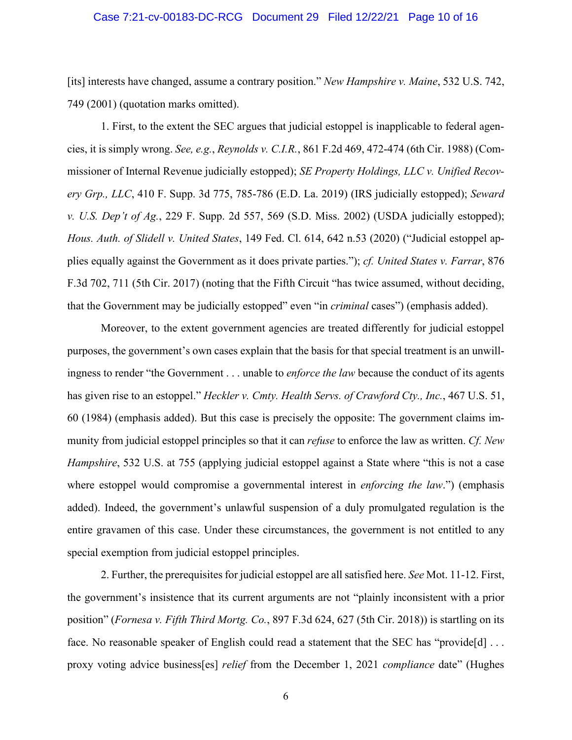[its] interests have changed, assume a contrary position." *New Hampshire v. Maine*, 532 U.S. 742, 749 (2001) (quotation marks omitted).

1. First, to the extent the SEC argues that judicial estoppel is inapplicable to federal agencies, it is simply wrong. *See, e.g.*, *Reynolds v. C.I.R.*, 861 F.2d 469, 472-474 (6th Cir. 1988) (Commissioner of Internal Revenue judicially estopped); *SE Property Holdings, LLC v. Unified Recovery Grp., LLC*, 410 F. Supp. 3d 775, 785-786 (E.D. La. 2019) (IRS judicially estopped); *Seward v. U.S. Dep't of Ag.*, 229 F. Supp. 2d 557, 569 (S.D. Miss. 2002) (USDA judicially estopped); *Hous. Auth. of Slidell v. United States*, 149 Fed. Cl. 614, 642 n.53 (2020) ("Judicial estoppel applies equally against the Government as it does private parties."); *cf. United States v. Farrar*, 876 F.3d 702, 711 (5th Cir. 2017) (noting that the Fifth Circuit "has twice assumed, without deciding, that the Government may be judicially estopped" even "in *criminal* cases") (emphasis added).

Moreover, to the extent government agencies are treated differently for judicial estoppel purposes, the government's own cases explain that the basis for that special treatment is an unwillingness to render "the Government . . . unable to *enforce the law* because the conduct of its agents has given rise to an estoppel." *Heckler v. Cmty. Health Servs. of Crawford Cty., Inc.*, 467 U.S. 51, 60 (1984) (emphasis added). But this case is precisely the opposite: The government claims immunity from judicial estoppel principles so that it can *refuse* to enforce the law as written. *Cf. New Hampshire*, 532 U.S. at 755 (applying judicial estoppel against a State where "this is not a case where estoppel would compromise a governmental interest in *enforcing the law*.") (emphasis added). Indeed, the government's unlawful suspension of a duly promulgated regulation is the entire gravamen of this case. Under these circumstances, the government is not entitled to any special exemption from judicial estoppel principles.

2. Further, the prerequisites for judicial estoppel are all satisfied here. *See* Mot. 11-12. First, the government's insistence that its current arguments are not "plainly inconsistent with a prior position" (*Fornesa v. Fifth Third Mortg. Co.*, 897 F.3d 624, 627 (5th Cir. 2018)) is startling on its face. No reasonable speaker of English could read a statement that the SEC has "provide[d] . . . proxy voting advice business[es] *relief* from the December 1, 2021 *compliance* date" (Hughes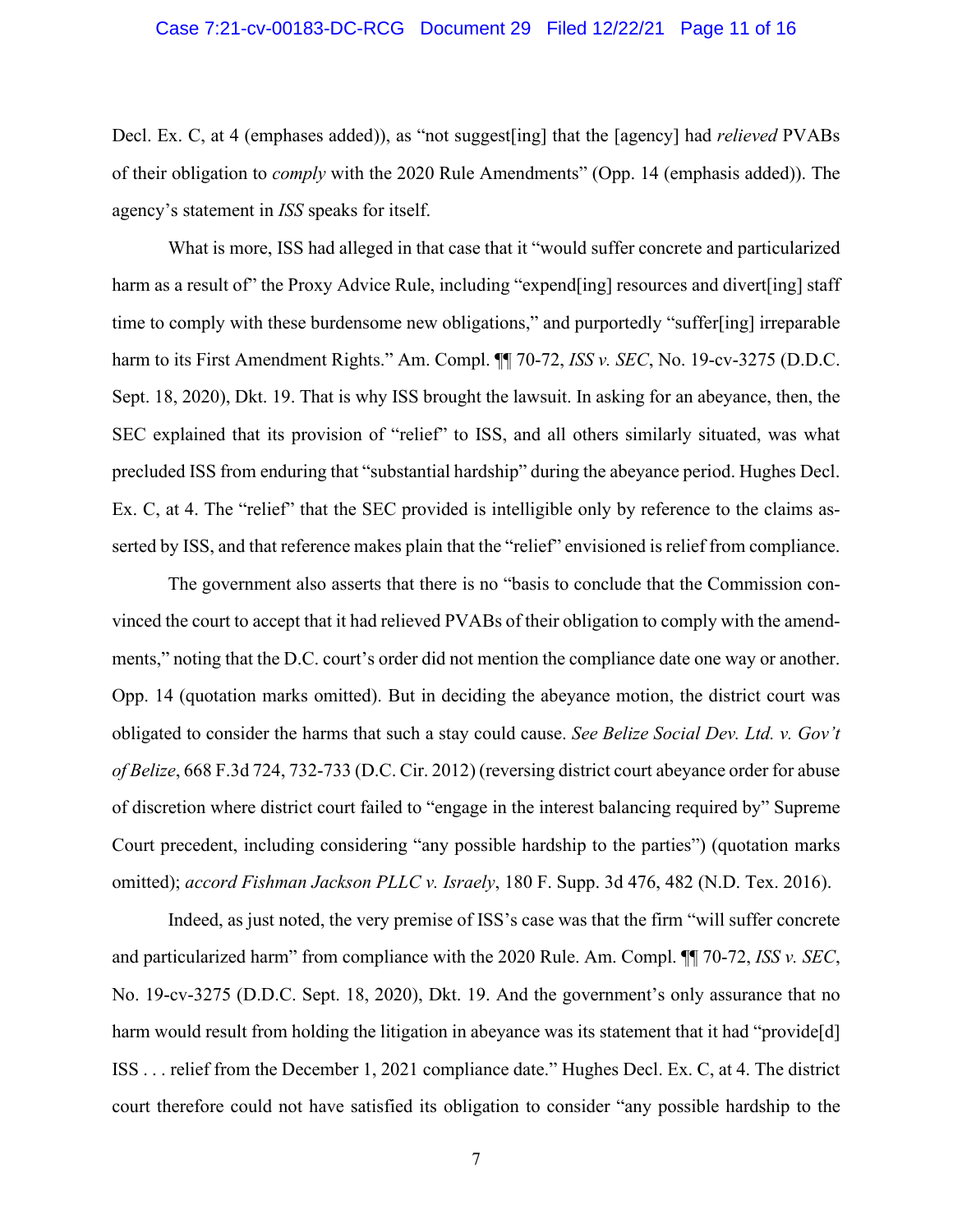Decl. Ex. C, at 4 (emphases added)), as "not suggest[ing] that the [agency] had *relieved* PVABs of their obligation to *comply* with the 2020 Rule Amendments" (Opp. 14 (emphasis added)). The agency's statement in *ISS* speaks for itself.

What is more, ISS had alleged in that case that it "would suffer concrete and particularized harm as a result of" the Proxy Advice Rule, including "expend[ing] resources and divert[ing] staff time to comply with these burdensome new obligations," and purportedly "suffer[ing] irreparable harm to its First Amendment Rights." Am. Compl. ¶¶ 70-72, *ISS v. SEC*, No. 19-cv-3275 (D.D.C. Sept. 18, 2020), Dkt. 19. That is why ISS brought the lawsuit. In asking for an abeyance, then, the SEC explained that its provision of "relief" to ISS, and all others similarly situated, was what precluded ISS from enduring that "substantial hardship" during the abeyance period. Hughes Decl. Ex. C, at 4. The "relief" that the SEC provided is intelligible only by reference to the claims asserted by ISS, and that reference makes plain that the "relief" envisioned is relief from compliance.

The government also asserts that there is no "basis to conclude that the Commission convinced the court to accept that it had relieved PVABs of their obligation to comply with the amendments," noting that the D.C. court's order did not mention the compliance date one way or another. Opp. 14 (quotation marks omitted). But in deciding the abeyance motion, the district court was obligated to consider the harms that such a stay could cause. *See Belize Social Dev. Ltd. v. Gov't of Belize*, 668 F.3d 724, 732-733 (D.C. Cir. 2012) (reversing district court abeyance order for abuse of discretion where district court failed to "engage in the interest balancing required by" Supreme Court precedent, including considering "any possible hardship to the parties") (quotation marks omitted); *accord Fishman Jackson PLLC v. Israely*, 180 F. Supp. 3d 476, 482 (N.D. Tex. 2016).

Indeed, as just noted, the very premise of ISS's case was that the firm "will suffer concrete and particularized harm" from compliance with the 2020 Rule. Am. Compl. ¶¶ 70-72, *ISS v. SEC*, No. 19-cv-3275 (D.D.C. Sept. 18, 2020), Dkt. 19. And the government's only assurance that no harm would result from holding the litigation in abeyance was its statement that it had "provide[d] ISS . . . relief from the December 1, 2021 compliance date." Hughes Decl. Ex. C, at 4. The district court therefore could not have satisfied its obligation to consider "any possible hardship to the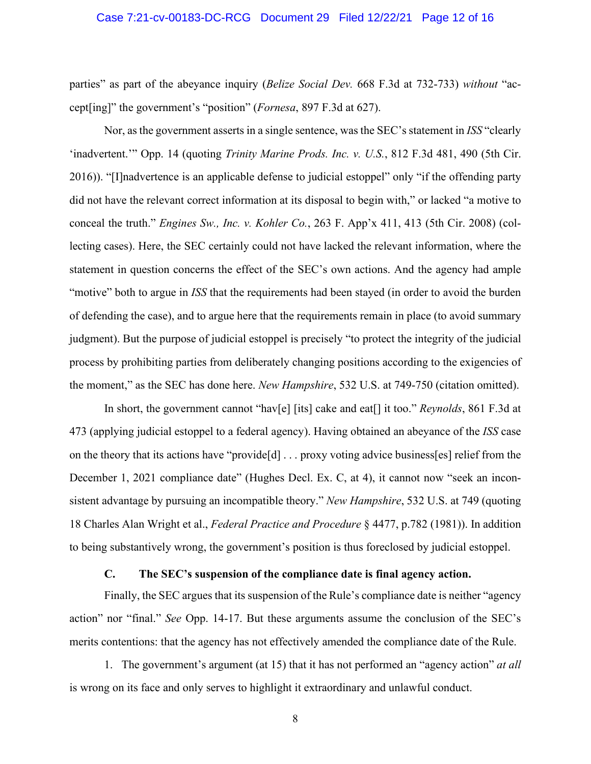parties" as part of the abeyance inquiry (*Belize Social Dev.* 668 F.3d at 732-733) *without* "accept[ing]" the government's "position" (*Fornesa*, 897 F.3d at 627).

Nor, as the government asserts in a single sentence, was the SEC's statement in *ISS* "clearly 'inadvertent.'" Opp. 14 (quoting *Trinity Marine Prods. Inc. v. U.S.*, 812 F.3d 481, 490 (5th Cir. 2016)). "[I]nadvertence is an applicable defense to judicial estoppel" only "if the offending party did not have the relevant correct information at its disposal to begin with," or lacked "a motive to conceal the truth." *Engines Sw., Inc. v. Kohler Co.*, 263 F. App'x 411, 413 (5th Cir. 2008) (collecting cases). Here, the SEC certainly could not have lacked the relevant information, where the statement in question concerns the effect of the SEC's own actions. And the agency had ample "motive" both to argue in *ISS* that the requirements had been stayed (in order to avoid the burden of defending the case), and to argue here that the requirements remain in place (to avoid summary judgment). But the purpose of judicial estoppel is precisely "to protect the integrity of the judicial process by prohibiting parties from deliberately changing positions according to the exigencies of the moment," as the SEC has done here. *New Hampshire*, 532 U.S. at 749-750 (citation omitted).

In short, the government cannot "hav[e] [its] cake and eat[] it too." *Reynolds*, 861 F.3d at 473 (applying judicial estoppel to a federal agency). Having obtained an abeyance of the *ISS* case on the theory that its actions have "provide[d] . . . proxy voting advice business[es] relief from the December 1, 2021 compliance date" (Hughes Decl. Ex. C, at 4), it cannot now "seek an inconsistent advantage by pursuing an incompatible theory." *New Hampshire*, 532 U.S. at 749 (quoting 18 Charles Alan Wright et al., *Federal Practice and Procedure* § 4477, p.782 (1981)). In addition to being substantively wrong, the government's position is thus foreclosed by judicial estoppel.

### C. The SEC's suspension of the compliance date is final agency action.

Finally, the SEC argues that its suspension of the Rule's compliance date is neither "agency action" nor "final." *See* Opp. 14-17. But these arguments assume the conclusion of the SEC's merits contentions: that the agency has not effectively amended the compliance date of the Rule.

1. The government's argument (at 15) that it has not performed an "agency action" *at all* is wrong on its face and only serves to highlight it extraordinary and unlawful conduct.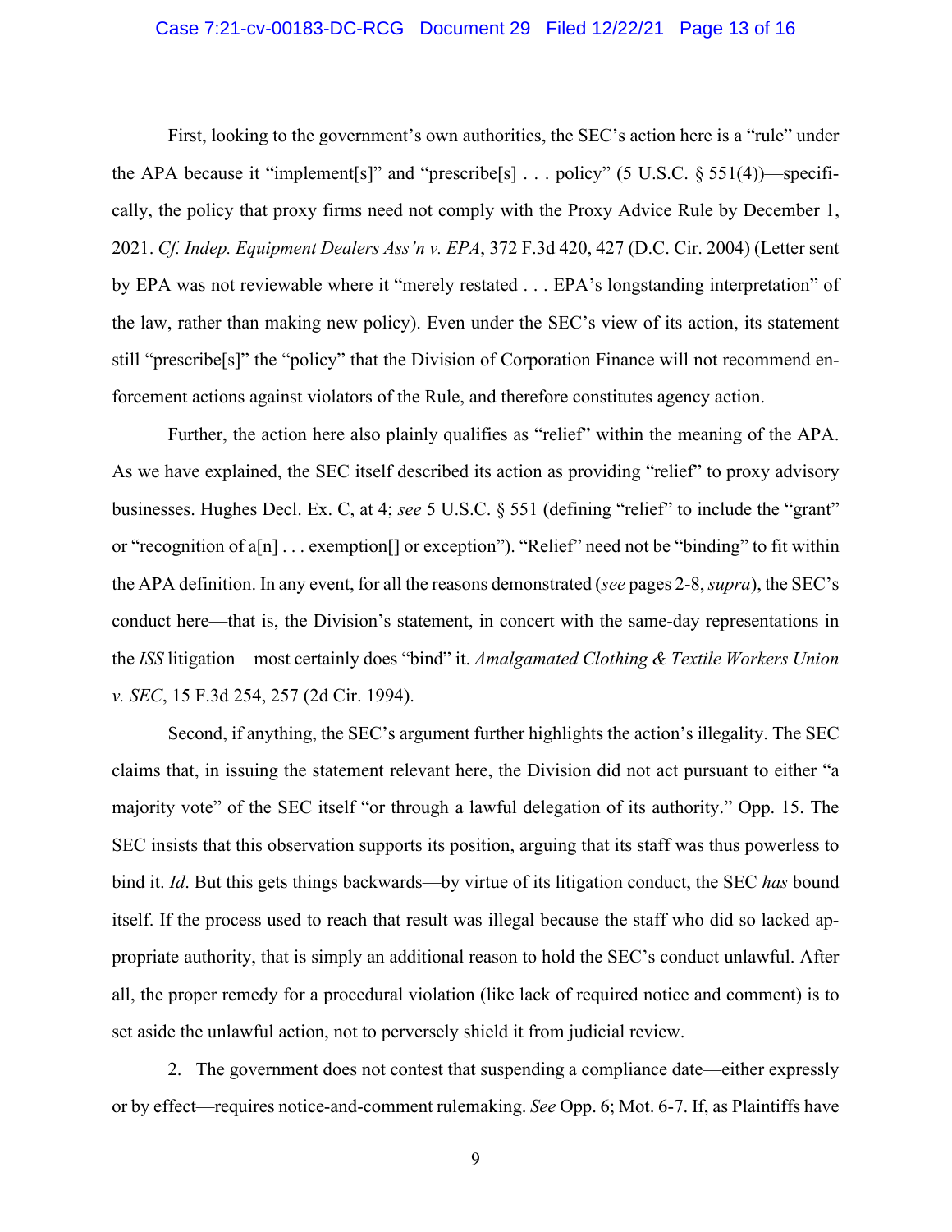First, looking to the government's own authorities, the SEC's action here is a "rule" under the APA because it "implement[s]" and "prescribe[s] . . . policy" (5 U.S.C. § 551(4))—specifically, the policy that proxy firms need not comply with the Proxy Advice Rule by December 1, 2021. *Cf. Indep. Equipment Dealers Ass'n v. EPA*, 372 F.3d 420, 427 (D.C. Cir. 2004) (Letter sent by EPA was not reviewable where it "merely restated . . . EPA's longstanding interpretation" of the law, rather than making new policy). Even under the SEC's view of its action, its statement still "prescribe[s]" the "policy" that the Division of Corporation Finance will not recommend enforcement actions against violators of the Rule, and therefore constitutes agency action.

Further, the action here also plainly qualifies as "relief" within the meaning of the APA. As we have explained, the SEC itself described its action as providing "relief" to proxy advisory businesses. Hughes Decl. Ex. C, at 4; *see* 5 U.S.C. § 551 (defining "relief" to include the "grant" or "recognition of a[n] . . . exemption[] or exception"). "Relief" need not be "binding" to fit within the APA definition. In any event, for all the reasons demonstrated (*see* pages 2-8, *supra*), the SEC's conduct here—that is, the Division's statement, in concert with the same-day representations in the *ISS* litigation—most certainly does "bind" it. *Amalgamated Clothing & Textile Workers Union v. SEC*, 15 F.3d 254, 257 (2d Cir. 1994).

Second, if anything, the SEC's argument further highlights the action's illegality. The SEC claims that, in issuing the statement relevant here, the Division did not act pursuant to either "a majority vote" of the SEC itself "or through a lawful delegation of its authority." Opp. 15. The SEC insists that this observation supports its position, arguing that its staff was thus powerless to bind it. *Id*. But this gets things backwards—by virtue of its litigation conduct, the SEC *has* bound itself. If the process used to reach that result was illegal because the staff who did so lacked appropriate authority, that is simply an additional reason to hold the SEC's conduct unlawful. After all, the proper remedy for a procedural violation (like lack of required notice and comment) is to set aside the unlawful action, not to perversely shield it from judicial review.

2. The government does not contest that suspending a compliance date—either expressly or by effect—requires notice-and-comment rulemaking. *See* Opp. 6; Mot. 6-7. If, as Plaintiffs have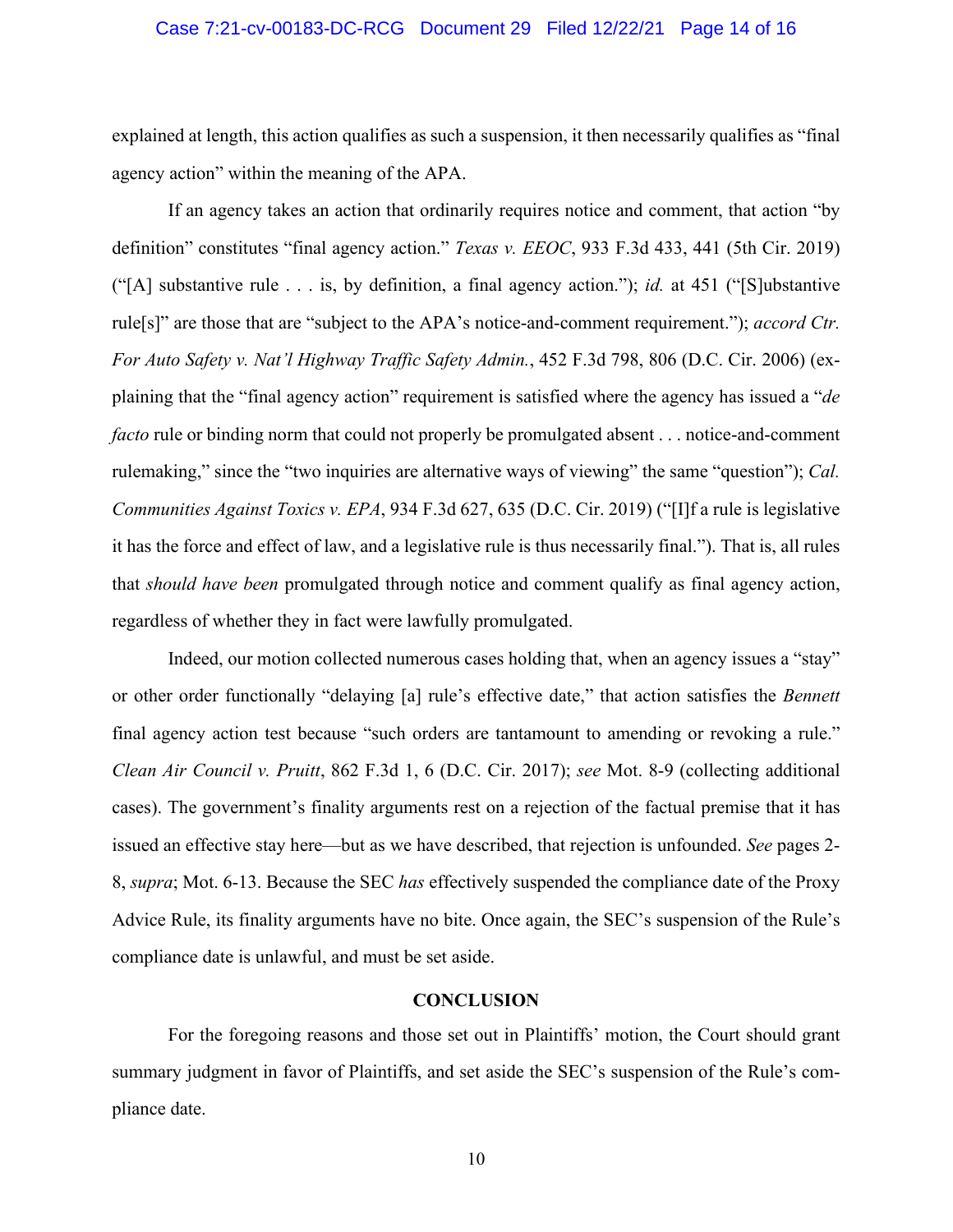explained at length, this action qualifies as such a suspension, it then necessarily qualifies as "final agency action" within the meaning of the APA.

If an agency takes an action that ordinarily requires notice and comment, that action "by definition" constitutes "final agency action." *Texas v. EEOC*, 933 F.3d 433, 441 (5th Cir. 2019) ("[A] substantive rule . . . is, by definition, a final agency action."); *id.* at 451 ("[S]ubstantive rule[s]" are those that are "subject to the APA's notice-and-comment requirement."); *accord Ctr. For Auto Safety v. Nat'l Highway Traffic Safety Admin.*, 452 F.3d 798, 806 (D.C. Cir. 2006) (explaining that the "final agency action" requirement is satisfied where the agency has issued a "*de facto* rule or binding norm that could not properly be promulgated absent . . . notice-and-comment rulemaking," since the "two inquiries are alternative ways of viewing" the same "question"); *Cal. Communities Against Toxics v. EPA*, 934 F.3d 627, 635 (D.C. Cir. 2019) ("[I]f a rule is legislative it has the force and effect of law, and a legislative rule is thus necessarily final."). That is, all rules that *should have been* promulgated through notice and comment qualify as final agency action, regardless of whether they in fact were lawfully promulgated.

Indeed, our motion collected numerous cases holding that, when an agency issues a "stay" or other order functionally "delaying [a] rule's effective date," that action satisfies the *Bennett* final agency action test because "such orders are tantamount to amending or revoking a rule." *Clean Air Council v. Pruitt*, 862 F.3d 1, 6 (D.C. Cir. 2017); *see* Mot. 8-9 (collecting additional cases). The government's finality arguments rest on a rejection of the factual premise that it has issued an effective stay here—but as we have described, that rejection is unfounded. *See* pages 2-8, *supra*; Mot. 6-13. Because the SEC *has* effectively suspended the compliance date of the Proxy Advice Rule, its finality arguments have no bite. Once again, the SEC's suspension of the Rule's compliance date is unlawful, and must be set aside.

## CONCLUSION

For the foregoing reasons and those set out in Plaintiffs' motion, the Court should grant summary judgment in favor of Plaintiffs, and set aside the SEC's suspension of the Rule's compliance date.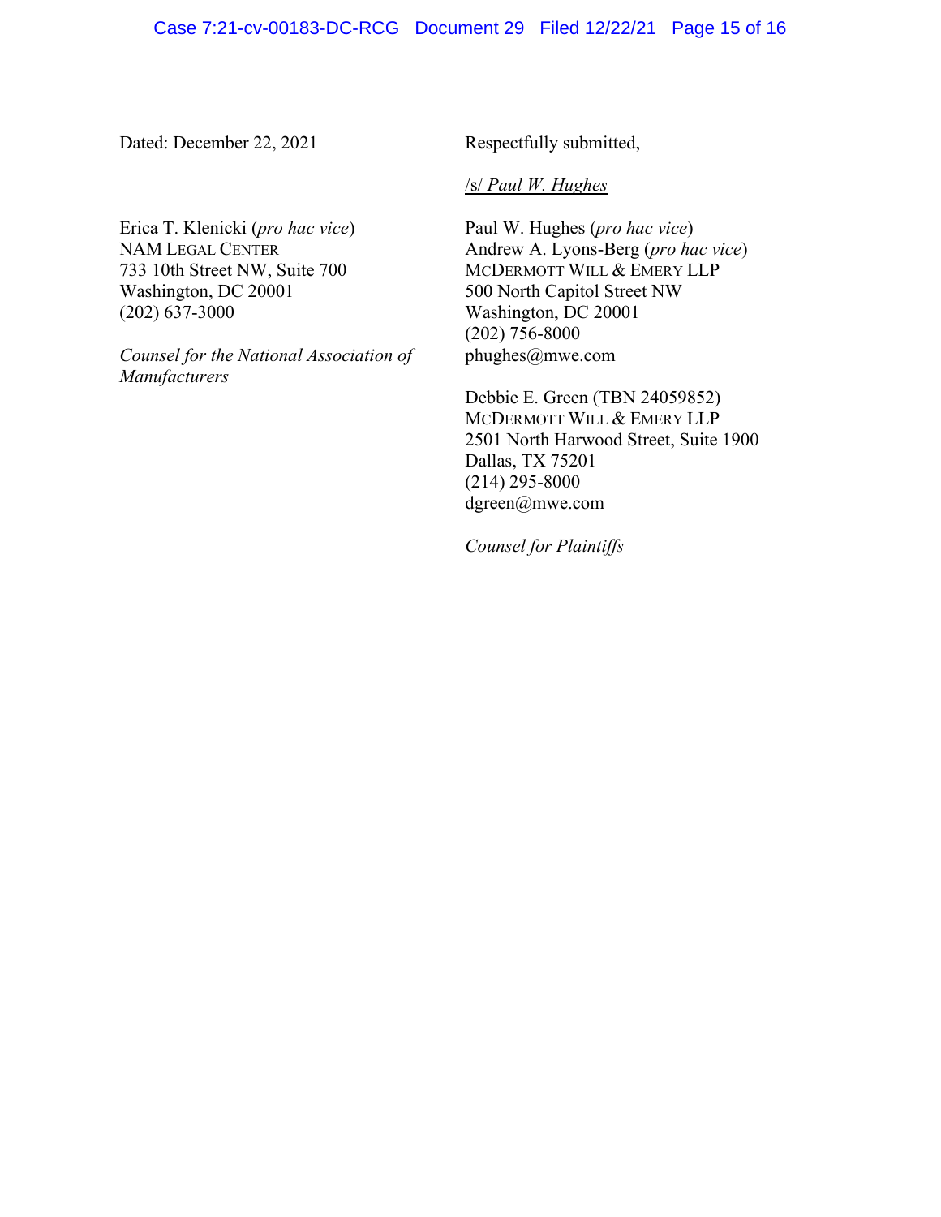Dated: December 22, 2021

Respectfully submitted,

/s/ *Paul W. Hughes*

Paul W. Hughes (*pro hac vice*)
Andrew A. Lyons-Berg (*pro hac vice*)
MCDERMOTT WILL & EMERY LLP
500 North Capitol Street NW
Washington, DC 20001
(202) 756-8000
phughes@mwe.com

Debbie E. Green (TBN 24059852)
MCDERMOTT WILL & EMERY LLP
2501 North Harwood Street, Suite 1900
Dallas, TX 75201
(214) 295-8000
dgreen@mwe.com

*Counsel for Plaintiffs*

Erica T. Klenicki (*pro hac vice*)
NAM LEGAL CENTER
733 10th Street NW, Suite 700
Washington, DC 20001
(202) 637-3000

*Counsel for the National Association of Manufacturers*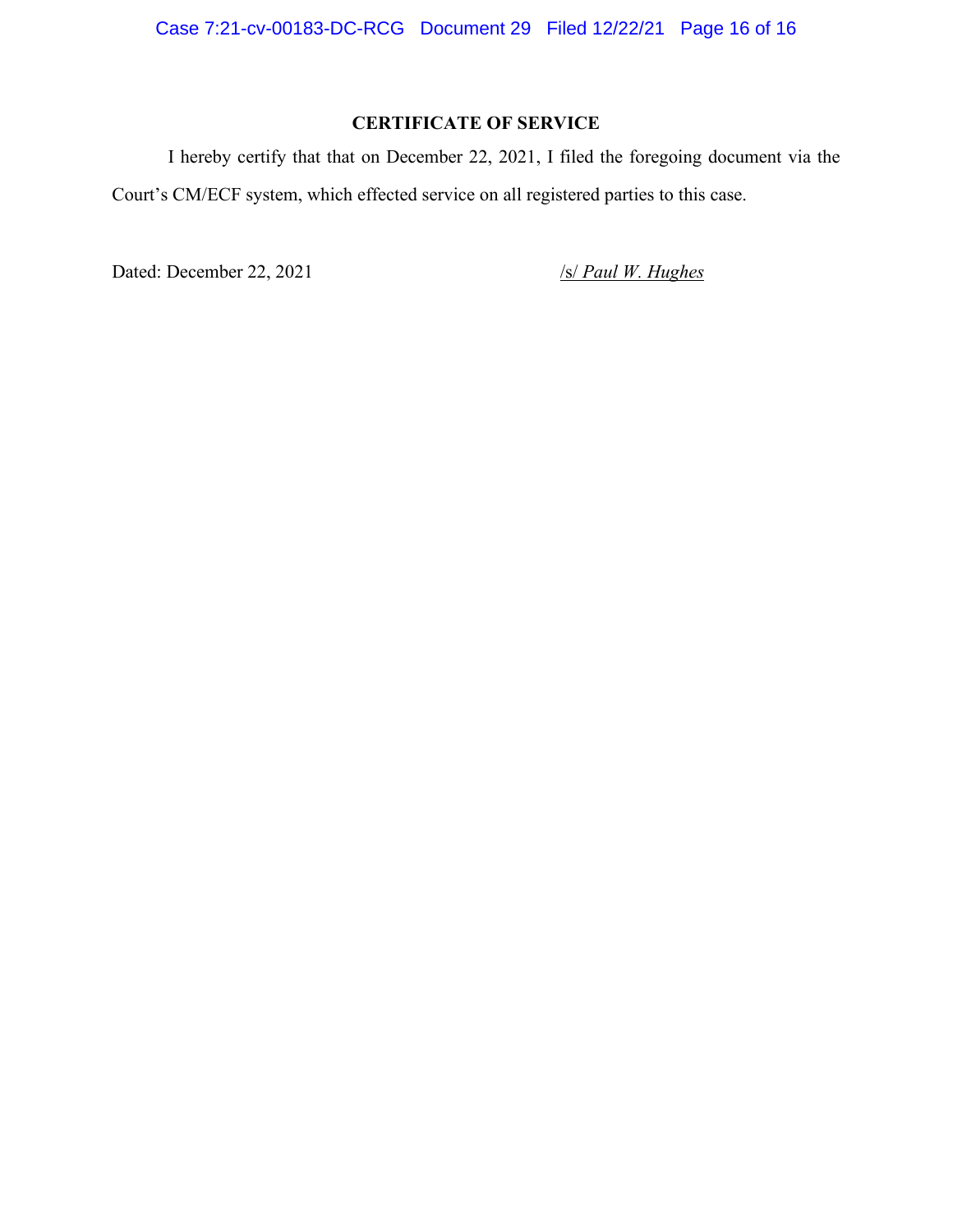**CERTIFICATE OF SERVICE**

I hereby certify that that on December 22, 2021, I filed the foregoing document via the Court's CM/ECF system, which effected service on all registered parties to this case.

Dated: December 22, 2021

/s/ *Paul W. Hughes*